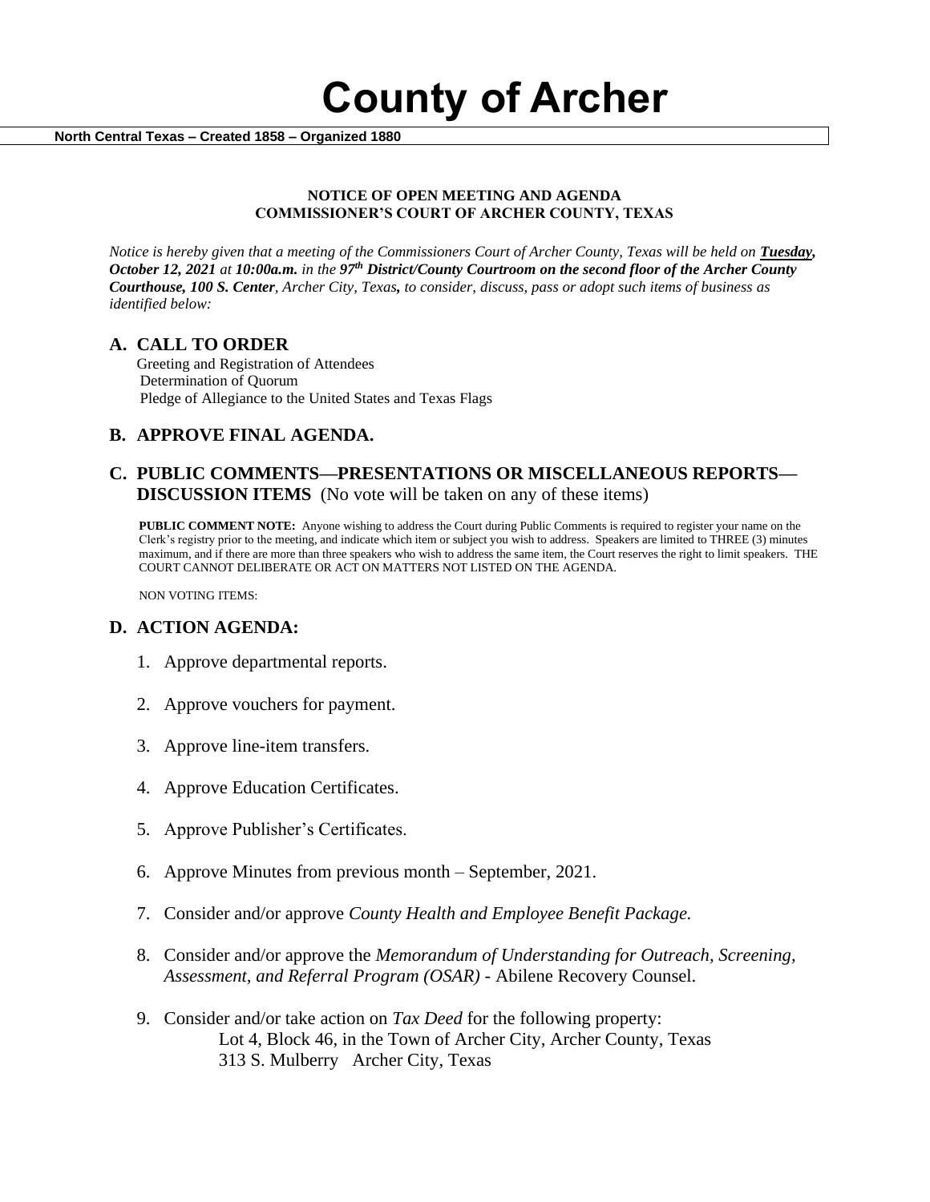# County of Archer

**North Central Texas – Created 1858 – Organized 1880**

**NOTICE OF OPEN MEETING AND AGENDA**
**COMMISSIONER'S COURT OF ARCHER COUNTY, TEXAS**

*Notice is hereby given that a meeting of the Commissioners Court of Archer County, Texas will be held on* ***Tuesday, October 12, 2021*** *at* ***10:00a.m.*** *in the* ***97th District/County Courtroom on the second floor of the Archer County Courthouse, 100 S. Center****, Archer City, Texas****,*** *to consider, discuss, pass or adopt such items of business as identified below:*

## A. CALL TO ORDER

Greeting and Registration of Attendees
Determination of Quorum
Pledge of Allegiance to the United States and Texas Flags

## B. APPROVE FINAL AGENDA.

## C. PUBLIC COMMENTS—PRESENTATIONS OR MISCELLANEOUS REPORTS—DISCUSSION ITEMS (No vote will be taken on any of these items)

**PUBLIC COMMENT NOTE:** Anyone wishing to address the Court during Public Comments is required to register your name on the Clerk's registry prior to the meeting, and indicate which item or subject you wish to address. Speakers are limited to THREE (3) minutes maximum, and if there are more than three speakers who wish to address the same item, the Court reserves the right to limit speakers. THE COURT CANNOT DELIBERATE OR ACT ON MATTERS NOT LISTED ON THE AGENDA.

NON VOTING ITEMS:

## D. ACTION AGENDA:

1. Approve departmental reports.
2. Approve vouchers for payment.
3. Approve line-item transfers.
4. Approve Education Certificates.
5. Approve Publisher's Certificates.
6. Approve Minutes from previous month – September, 2021.
7. Consider and/or approve *County Health and Employee Benefit Package.*
8. Consider and/or approve the *Memorandum of Understanding for Outreach, Screening, Assessment, and Referral Program (OSAR)* - Abilene Recovery Counsel.
9. Consider and/or take action on *Tax Deed* for the following property:
   Lot 4, Block 46, in the Town of Archer City, Archer County, Texas
   313 S. Mulberry Archer City, Texas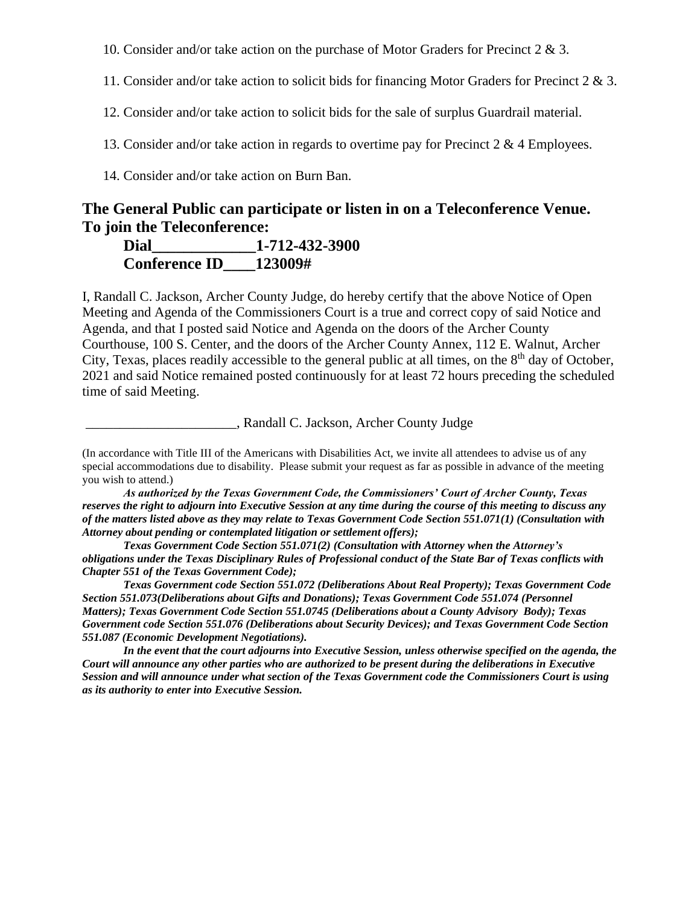10. Consider and/or take action on the purchase of Motor Graders for Precinct 2 & 3.

11. Consider and/or take action to solicit bids for financing Motor Graders for Precinct 2 & 3.

12. Consider and/or take action to solicit bids for the sale of surplus Guardrail material.

13. Consider and/or take action in regards to overtime pay for Precinct 2 & 4 Employees.

14. Consider and/or take action on Burn Ban.

**The General Public can participate or listen in on a Teleconference Venue. To join the Teleconference:**

**Dial_____________1-712-432-3900**
**Conference ID____123009#**

I, Randall C. Jackson, Archer County Judge, do hereby certify that the above Notice of Open Meeting and Agenda of the Commissioners Court is a true and correct copy of said Notice and Agenda, and that I posted said Notice and Agenda on the doors of the Archer County Courthouse, 100 S. Center, and the doors of the Archer County Annex, 112 E. Walnut, Archer City, Texas, places readily accessible to the general public at all times, on the 8th day of October, 2021 and said Notice remained posted continuously for at least 72 hours preceding the scheduled time of said Meeting.

______________________, Randall C. Jackson, Archer County Judge

(In accordance with Title III of the Americans with Disabilities Act, we invite all attendees to advise us of any special accommodations due to disability. Please submit your request as far as possible in advance of the meeting you wish to attend.)

***As authorized by the Texas Government Code, the Commissioners' Court of Archer County, Texas reserves the right to adjourn into Executive Session at any time during the course of this meeting to discuss any of the matters listed above as they may relate to Texas Government Code Section 551.071(1) (Consultation with Attorney about pending or contemplated litigation or settlement offers);***

***Texas Government Code Section 551.071(2) (Consultation with Attorney when the Attorney's obligations under the Texas Disciplinary Rules of Professional conduct of the State Bar of Texas conflicts with Chapter 551 of the Texas Government Code);***

***Texas Government code Section 551.072 (Deliberations About Real Property); Texas Government Code Section 551.073(Deliberations about Gifts and Donations); Texas Government Code 551.074 (Personnel Matters); Texas Government Code Section 551.0745 (Deliberations about a County Advisory Body); Texas Government code Section 551.076 (Deliberations about Security Devices); and Texas Government Code Section 551.087 (Economic Development Negotiations).***

***In the event that the court adjourns into Executive Session, unless otherwise specified on the agenda, the Court will announce any other parties who are authorized to be present during the deliberations in Executive Session and will announce under what section of the Texas Government code the Commissioners Court is using as its authority to enter into Executive Session.***